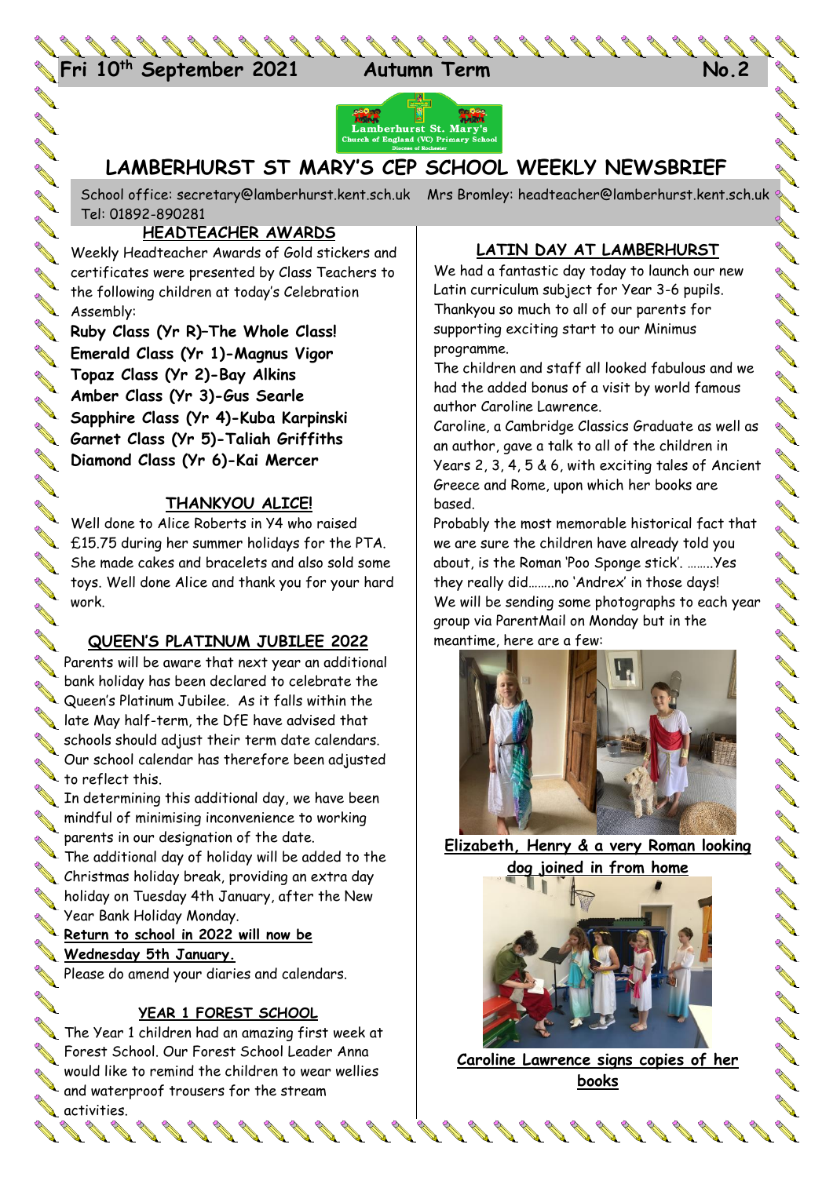**Fri 10th September 2021 Autumn Term No.2**

# LAMBERHURST ST MARY'S CEP SCHOOL WEEKLY NEWSBRIEF

School office: secretary@lamberhurst.kent.sch.uk Mrs Bromley: headteacher@lamberhurst.kent.sch.uk
Tel: 01892-890281

## HEADTEACHER AWARDS

Weekly Headteacher Awards of Gold stickers and certificates were presented by Class Teachers to the following children at today's Celebration Assembly:

**Ruby Class (Yr R)–The Whole Class!**
**Emerald Class (Yr 1)-Magnus Vigor**
**Topaz Class (Yr 2)-Bay Alkins**
**Amber Class (Yr 3)-Gus Searle**
**Sapphire Class (Yr 4)-Kuba Karpinski**
**Garnet Class (Yr 5)-Taliah Griffiths**
**Diamond Class (Yr 6)-Kai Mercer**

## THANKYOU ALICE!

Well done to Alice Roberts in Y4 who raised £15.75 during her summer holidays for the PTA. She made cakes and bracelets and also sold some toys. Well done Alice and thank you for your hard work.

## QUEEN'S PLATINUM JUBILEE 2022

Parents will be aware that next year an additional bank holiday has been declared to celebrate the Queen's Platinum Jubilee. As it falls within the late May half-term, the DfE have advised that schools should adjust their term date calendars. Our school calendar has therefore been adjusted to reflect this.

In determining this additional day, we have been mindful of minimising inconvenience to working parents in our designation of the date.

The additional day of holiday will be added to the Christmas holiday break, providing an extra day holiday on Tuesday 4th January, after the New Year Bank Holiday Monday.

**Return to school in 2022 will now be Wednesday 5th January.**

Please do amend your diaries and calendars.

## YEAR 1 FOREST SCHOOL

The Year 1 children had an amazing first week at Forest School. Our Forest School Leader Anna would like to remind the children to wear wellies and waterproof trousers for the stream activities.

## LATIN DAY AT LAMBERHURST

We had a fantastic day today to launch our new Latin curriculum subject for Year 3-6 pupils. Thankyou so much to all of our parents for supporting exciting start to our Minimus programme.

The children and staff all looked fabulous and we had the added bonus of a visit by world famous author Caroline Lawrence.

Caroline, a Cambridge Classics Graduate as well as an author, gave a talk to all of the children in Years 2, 3, 4, 5 & 6, with exciting tales of Ancient Greece and Rome, upon which her books are based.

Probably the most memorable historical fact that we are sure the children have already told you about, is the Roman 'Poo Sponge stick'. ……..Yes they really did……..no 'Andrex' in those days!

We will be sending some photographs to each year group via ParentMail on Monday but in the meantime, here are a few:

**Elizabeth, Henry & a very Roman looking dog joined in from home**

**Caroline Lawrence signs copies of her books**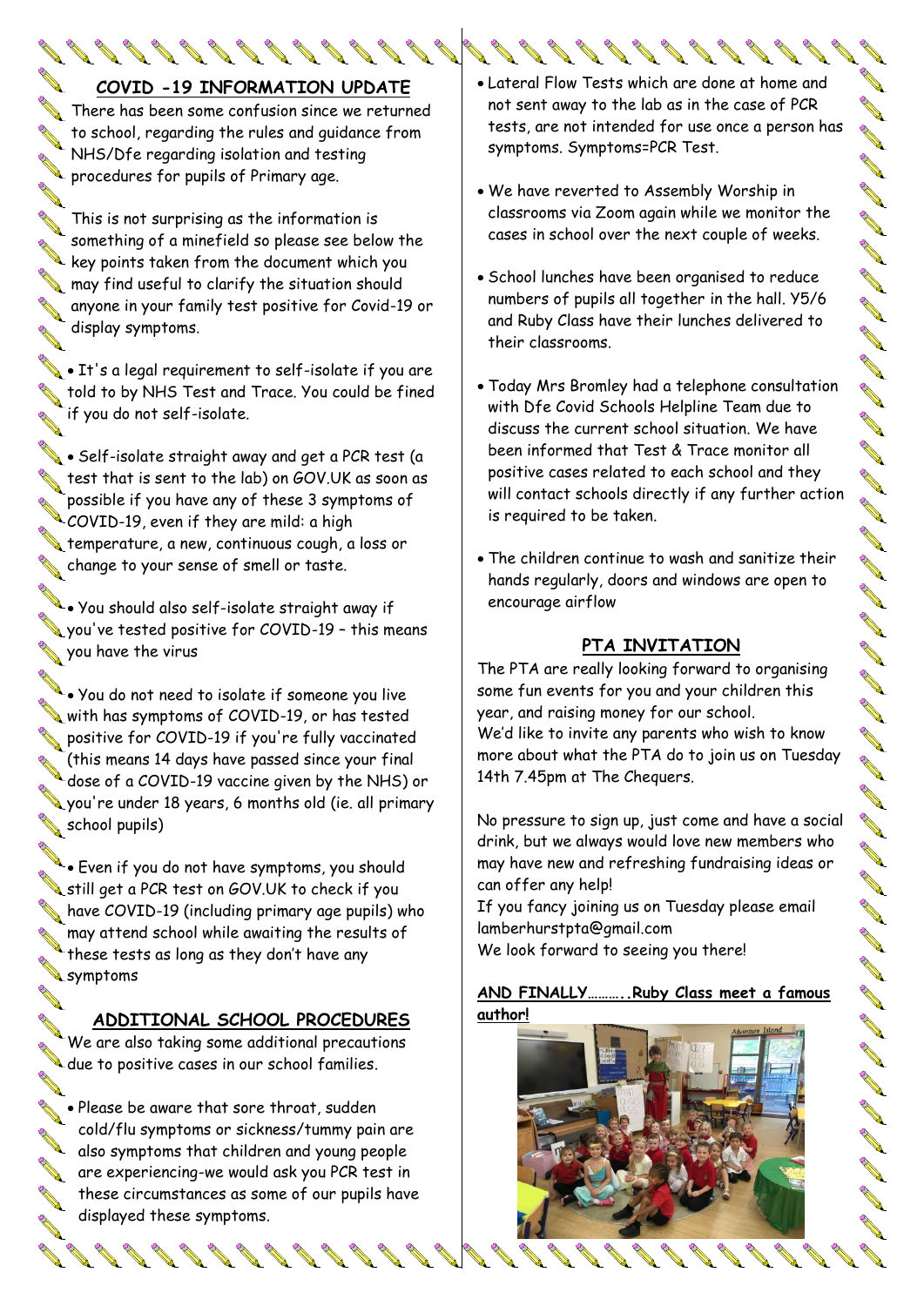## COVID -19 INFORMATION UPDATE

There has been some confusion since we returned to school, regarding the rules and guidance from NHS/Dfe regarding isolation and testing procedures for pupils of Primary age.

This is not surprising as the information is something of a minefield so please see below the key points taken from the document which you may find useful to clarify the situation should anyone in your family test positive for Covid-19 or display symptoms.

- It's a legal requirement to self-isolate if you are told to by NHS Test and Trace. You could be fined if you do not self-isolate.
- Self-isolate straight away and get a PCR test (a test that is sent to the lab) on GOV.UK as soon as possible if you have any of these 3 symptoms of COVID-19, even if they are mild: a high temperature, a new, continuous cough, a loss or change to your sense of smell or taste.
- You should also self-isolate straight away if you've tested positive for COVID-19 – this means you have the virus
- You do not need to isolate if someone you live with has symptoms of COVID-19, or has tested positive for COVID-19 if you're fully vaccinated (this means 14 days have passed since your final dose of a COVID-19 vaccine given by the NHS) or you're under 18 years, 6 months old (ie. all primary school pupils)
- Even if you do not have symptoms, you should still get a PCR test on GOV.UK to check if you have COVID-19 (including primary age pupils) who may attend school while awaiting the results of these tests as long as they don't have any symptoms

## ADDITIONAL SCHOOL PROCEDURES

We are also taking some additional precautions due to positive cases in our school families.

- Please be aware that sore throat, sudden cold/flu symptoms or sickness/tummy pain are also symptoms that children and young people are experiencing-we would ask you PCR test in these circumstances as some of our pupils have displayed these symptoms.
- Lateral Flow Tests which are done at home and not sent away to the lab as in the case of PCR tests, are not intended for use once a person has symptoms. Symptoms=PCR Test.
- We have reverted to Assembly Worship in classrooms via Zoom again while we monitor the cases in school over the next couple of weeks.
- School lunches have been organised to reduce numbers of pupils all together in the hall. Y5/6 and Ruby Class have their lunches delivered to their classrooms.
- Today Mrs Bromley had a telephone consultation with Dfe Covid Schools Helpline Team due to discuss the current school situation. We have been informed that Test & Trace monitor all positive cases related to each school and they will contact schools directly if any further action is required to be taken.
- The children continue to wash and sanitize their hands regularly, doors and windows are open to encourage airflow

## PTA INVITATION

The PTA are really looking forward to organising some fun events for you and your children this year, and raising money for our school.
We'd like to invite any parents who wish to know more about what the PTA do to join us on Tuesday 14th 7.45pm at The Chequers.

No pressure to sign up, just come and have a social drink, but we always would love new members who may have new and refreshing fundraising ideas or can offer any help!
If you fancy joining us on Tuesday please email lamberhurstpta@gmail.com
We look forward to seeing you there!

**AND FINALLY………..Ruby Class meet a famous author!**